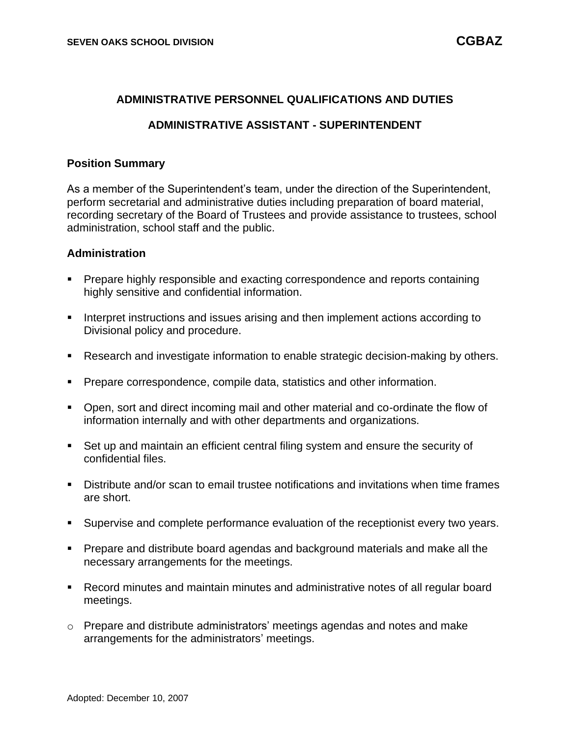# ADMINISTRATIVE PERSONNEL QUALIFICATIONS AND DUTIES

## ADMINISTRATIVE ASSISTANT - SUPERINTENDENT

### Position Summary

As a member of the Superintendent's team, under the direction of the Superintendent, perform secretarial and administrative duties including preparation of board material, recording secretary of the Board of Trustees and provide assistance to trustees, school administration, school staff and the public.

### Administration

- Prepare highly responsible and exacting correspondence and reports containing highly sensitive and confidential information.
- Interpret instructions and issues arising and then implement actions according to Divisional policy and procedure.
- Research and investigate information to enable strategic decision-making by others.
- Prepare correspondence, compile data, statistics and other information.
- Open, sort and direct incoming mail and other material and co-ordinate the flow of information internally and with other departments and organizations.
- Set up and maintain an efficient central filing system and ensure the security of confidential files.
- Distribute and/or scan to email trustee notifications and invitations when time frames are short.
- Supervise and complete performance evaluation of the receptionist every two years.
- Prepare and distribute board agendas and background materials and make all the necessary arrangements for the meetings.
- Record minutes and maintain minutes and administrative notes of all regular board meetings.
  - Prepare and distribute administrators' meetings agendas and notes and make arrangements for the administrators' meetings.

Adopted: December 10, 2007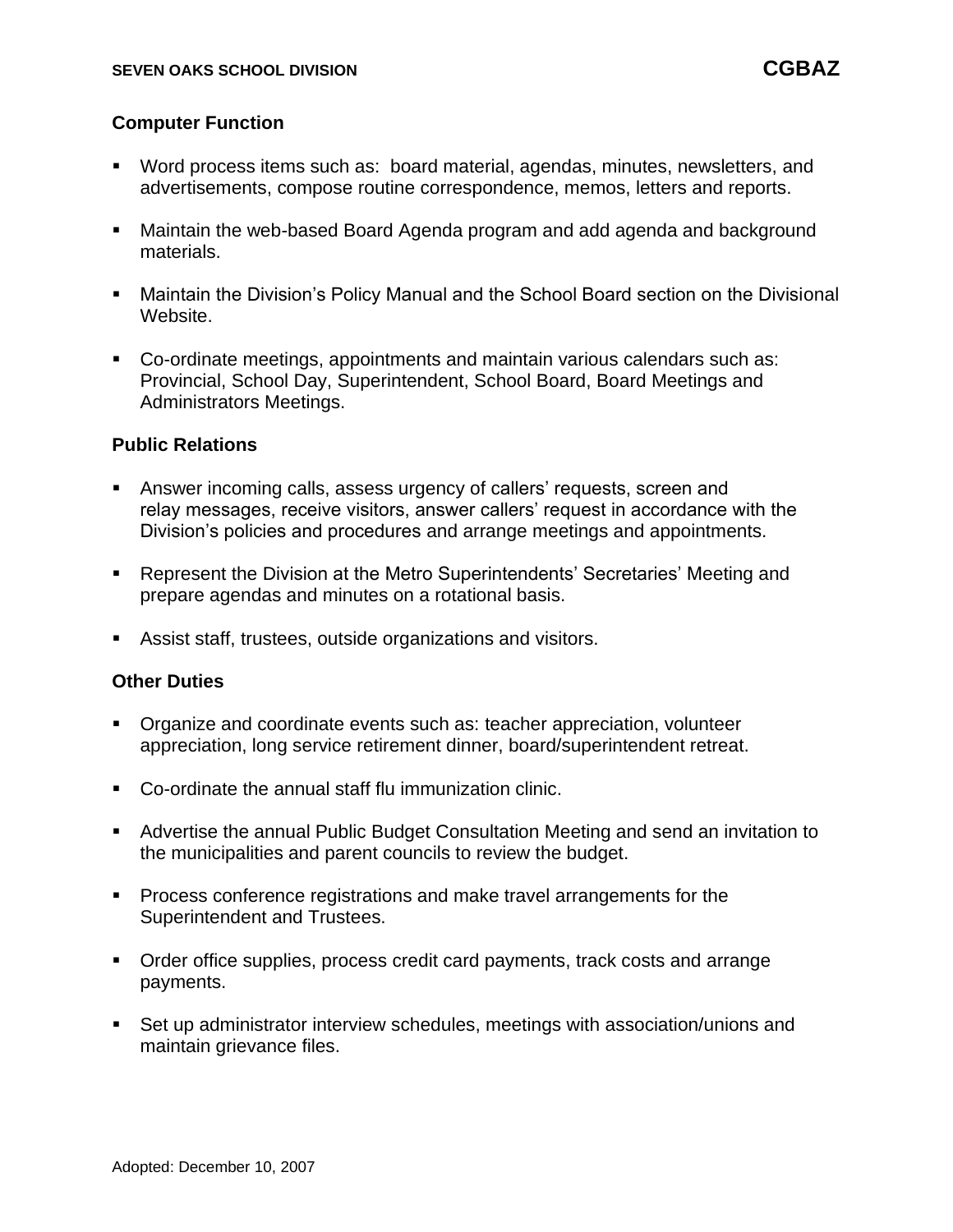## Computer Function

- Word process items such as: board material, agendas, minutes, newsletters, and advertisements, compose routine correspondence, memos, letters and reports.
- Maintain the web-based Board Agenda program and add agenda and background materials.
- Maintain the Division's Policy Manual and the School Board section on the Divisional Website.
- Co-ordinate meetings, appointments and maintain various calendars such as: Provincial, School Day, Superintendent, School Board, Board Meetings and Administrators Meetings.

## Public Relations

- Answer incoming calls, assess urgency of callers' requests, screen and relay messages, receive visitors, answer callers' request in accordance with the Division's policies and procedures and arrange meetings and appointments.
- Represent the Division at the Metro Superintendents' Secretaries' Meeting and prepare agendas and minutes on a rotational basis.
- Assist staff, trustees, outside organizations and visitors.

## Other Duties

- Organize and coordinate events such as: teacher appreciation, volunteer appreciation, long service retirement dinner, board/superintendent retreat.
- Co-ordinate the annual staff flu immunization clinic.
- Advertise the annual Public Budget Consultation Meeting and send an invitation to the municipalities and parent councils to review the budget.
- Process conference registrations and make travel arrangements for the Superintendent and Trustees.
- Order office supplies, process credit card payments, track costs and arrange payments.
- Set up administrator interview schedules, meetings with association/unions and maintain grievance files.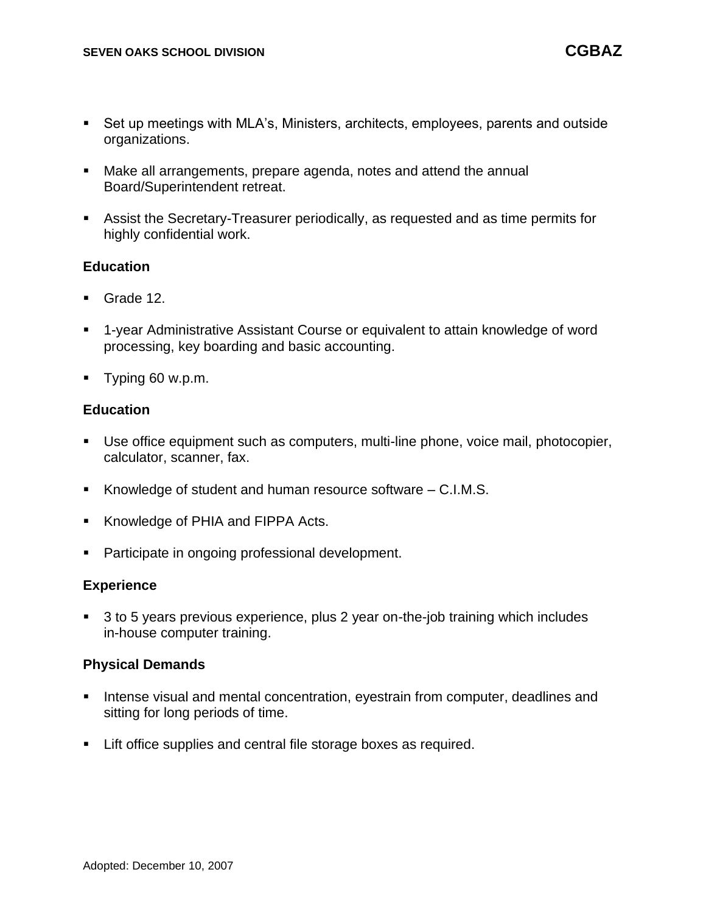- Set up meetings with MLA's, Ministers, architects, employees, parents and outside organizations.
- Make all arrangements, prepare agenda, notes and attend the annual Board/Superintendent retreat.
- Assist the Secretary-Treasurer periodically, as requested and as time permits for highly confidential work.

### Education

- Grade 12.
- 1-year Administrative Assistant Course or equivalent to attain knowledge of word processing, key boarding and basic accounting.
- Typing 60 w.p.m.

### Education

- Use office equipment such as computers, multi-line phone, voice mail, photocopier, calculator, scanner, fax.
- Knowledge of student and human resource software – C.I.M.S.
- Knowledge of PHIA and FIPPA Acts.
- Participate in ongoing professional development.

### Experience

- 3 to 5 years previous experience, plus 2 year on-the-job training which includes in-house computer training.

### Physical Demands

- Intense visual and mental concentration, eyestrain from computer, deadlines and sitting for long periods of time.
- Lift office supplies and central file storage boxes as required.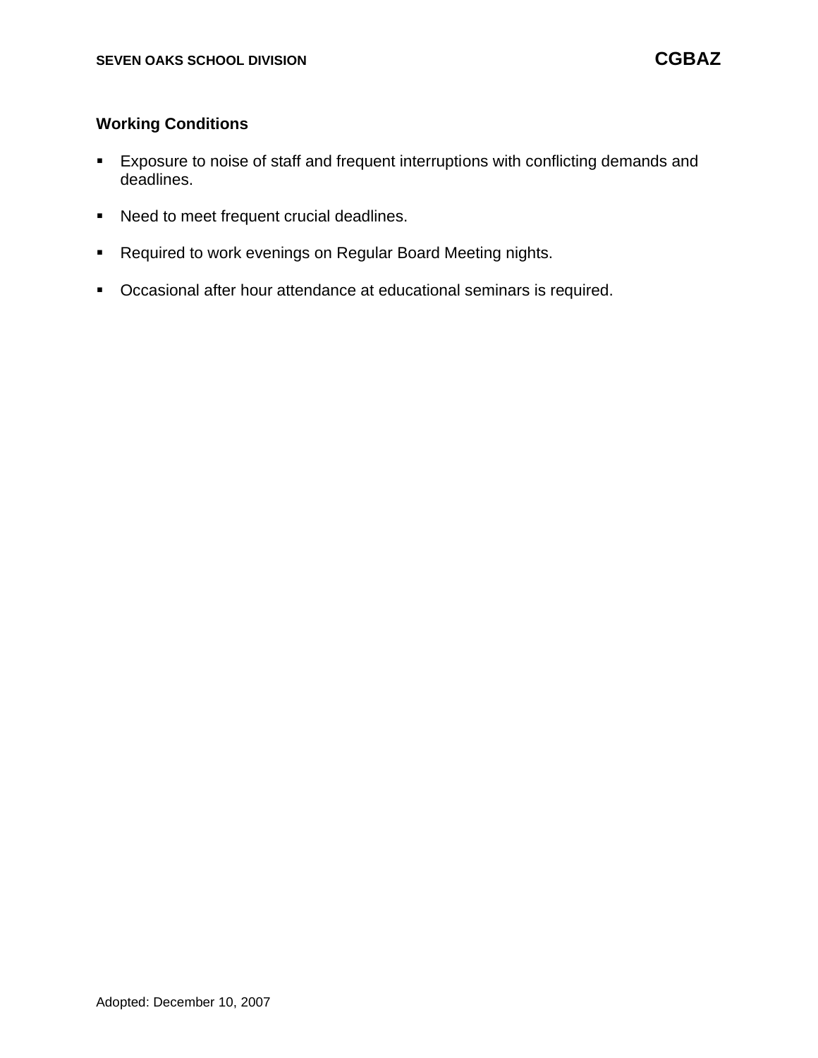### Working Conditions

- Exposure to noise of staff and frequent interruptions with conflicting demands and deadlines.
- Need to meet frequent crucial deadlines.
- Required to work evenings on Regular Board Meeting nights.
- Occasional after hour attendance at educational seminars is required.

Adopted: December 10, 2007